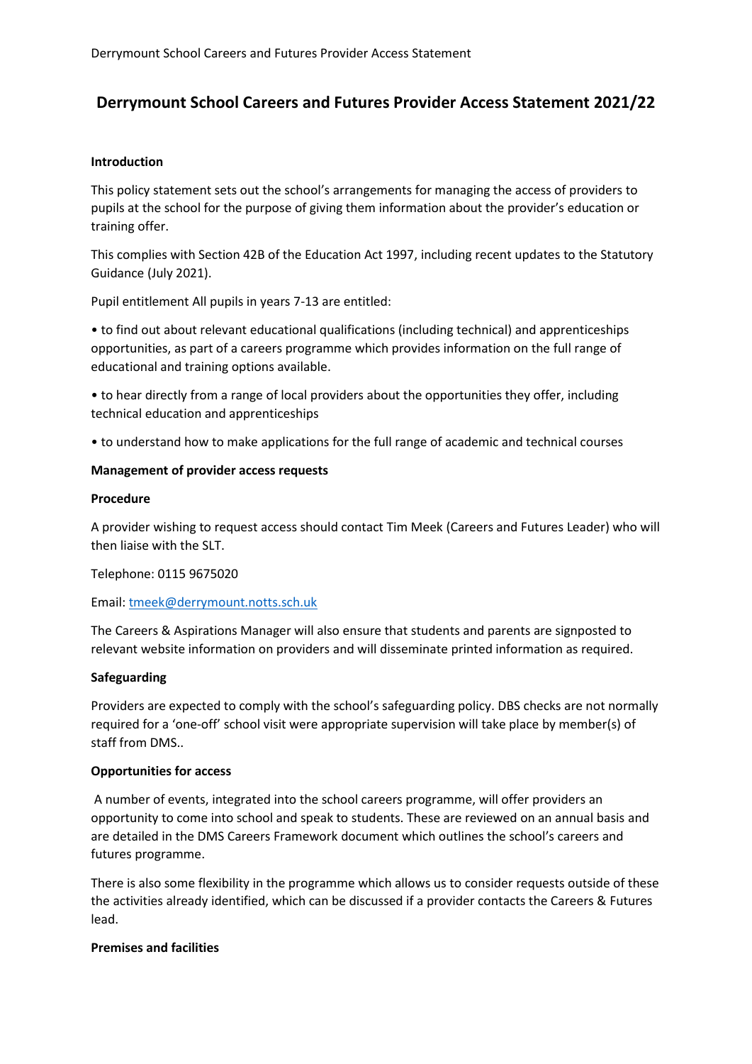# Derrymount School Careers and Futures Provider Access Statement 2021/22

**Introduction**

This policy statement sets out the school's arrangements for managing the access of providers to pupils at the school for the purpose of giving them information about the provider's education or training offer.

This complies with Section 42B of the Education Act 1997, including recent updates to the Statutory Guidance (July 2021).

Pupil entitlement All pupils in years 7-13 are entitled:

• to find out about relevant educational qualifications (including technical) and apprenticeships opportunities, as part of a careers programme which provides information on the full range of educational and training options available.

• to hear directly from a range of local providers about the opportunities they offer, including technical education and apprenticeships

• to understand how to make applications for the full range of academic and technical courses

**Management of provider access requests**

**Procedure**

A provider wishing to request access should contact Tim Meek (Careers and Futures Leader) who will then liaise with the SLT.

Telephone: 0115 9675020

Email: tmeek@derrymount.notts.sch.uk

The Careers & Aspirations Manager will also ensure that students and parents are signposted to relevant website information on providers and will disseminate printed information as required.

**Safeguarding**

Providers are expected to comply with the school's safeguarding policy. DBS checks are not normally required for a 'one-off' school visit were appropriate supervision will take place by member(s) of staff from DMS..

**Opportunities for access**

A number of events, integrated into the school careers programme, will offer providers an opportunity to come into school and speak to students. These are reviewed on an annual basis and are detailed in the DMS Careers Framework document which outlines the school's careers and futures programme.

There is also some flexibility in the programme which allows us to consider requests outside of these the activities already identified, which can be discussed if a provider contacts the Careers & Futures lead.

**Premises and facilities**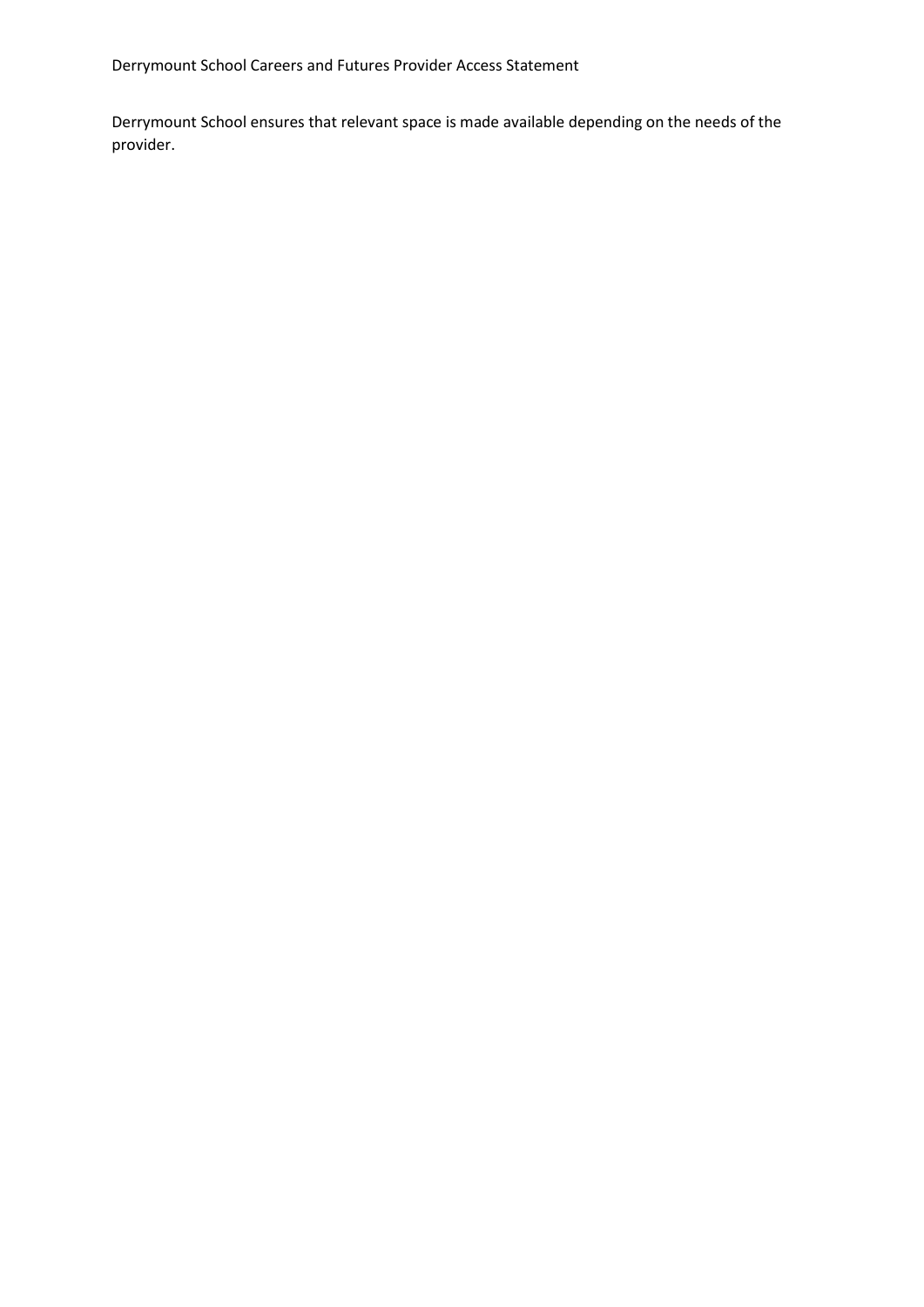Derrymount School ensures that relevant space is made available depending on the needs of the provider.